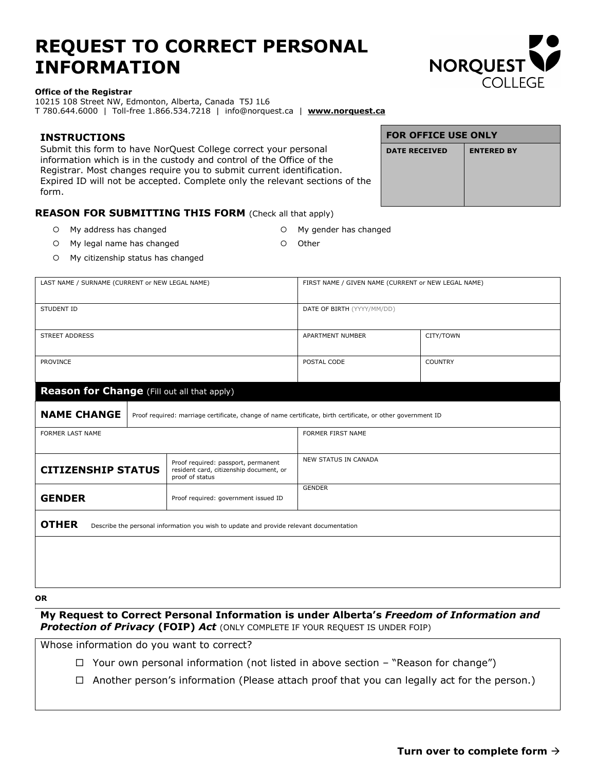# REQUEST TO CORRECT PERSONAL INFORMATION

**Office of the Registrar**
10215 108 Street NW, Edmonton, Alberta, Canada T5J 1L6
T 780.644.6000 | Toll-free 1.866.534.7218 | info@norquest.ca | **www.norquest.ca**

| FOR OFFICE USE ONLY | |
|---|---|
| DATE RECEIVED | ENTERED BY |
| | |

## INSTRUCTIONS

Submit this form to have NorQuest College correct your personal information which is in the custody and control of the Office of the Registrar. Most changes require you to submit current identification. Expired ID will not be accepted. Complete only the relevant sections of the form.

## REASON FOR SUBMITTING THIS FORM (Check all that apply)

- ○ My address has changed
- ○ My legal name has changed
- ○ My citizenship status has changed
- ○ My gender has changed
- ○ Other

| LAST NAME / SURNAME (CURRENT or NEW LEGAL NAME) | FIRST NAME / GIVEN NAME (CURRENT or NEW LEGAL NAME) | |
|---|---|---|
| STUDENT ID | DATE OF BIRTH (YYYY/MM/DD) | |
| STREET ADDRESS | APARTMENT NUMBER | CITY/TOWN |
| PROVINCE | POSTAL CODE | COUNTRY |

## Reason for Change (Fill out all that apply)

| | | |
|---|---|---|
| **NAME CHANGE** | Proof required: marriage certificate, change of name certificate, birth certificate, or other government ID | |
| FORMER LAST NAME | | FORMER FIRST NAME |
| **CITIZENSHIP STATUS** | Proof required: passport, permanent resident card, citizenship document, or proof of status | NEW STATUS IN CANADA |
| **GENDER** | Proof required: government issued ID | GENDER |
| **OTHER** | Describe the personal information you wish to update and provide relevant documentation | |
| | | |

**OR**

**My Request to Correct Personal Information is under Alberta's *Freedom of Information and Protection of Privacy* (FOIP) *Act*** (ONLY COMPLETE IF YOUR REQUEST IS UNDER FOIP)

Whose information do you want to correct?

- ☐ Your own personal information (not listed in above section – "Reason for change")
- ☐ Another person's information (Please attach proof that you can legally act for the person.)

**Turn over to complete form →**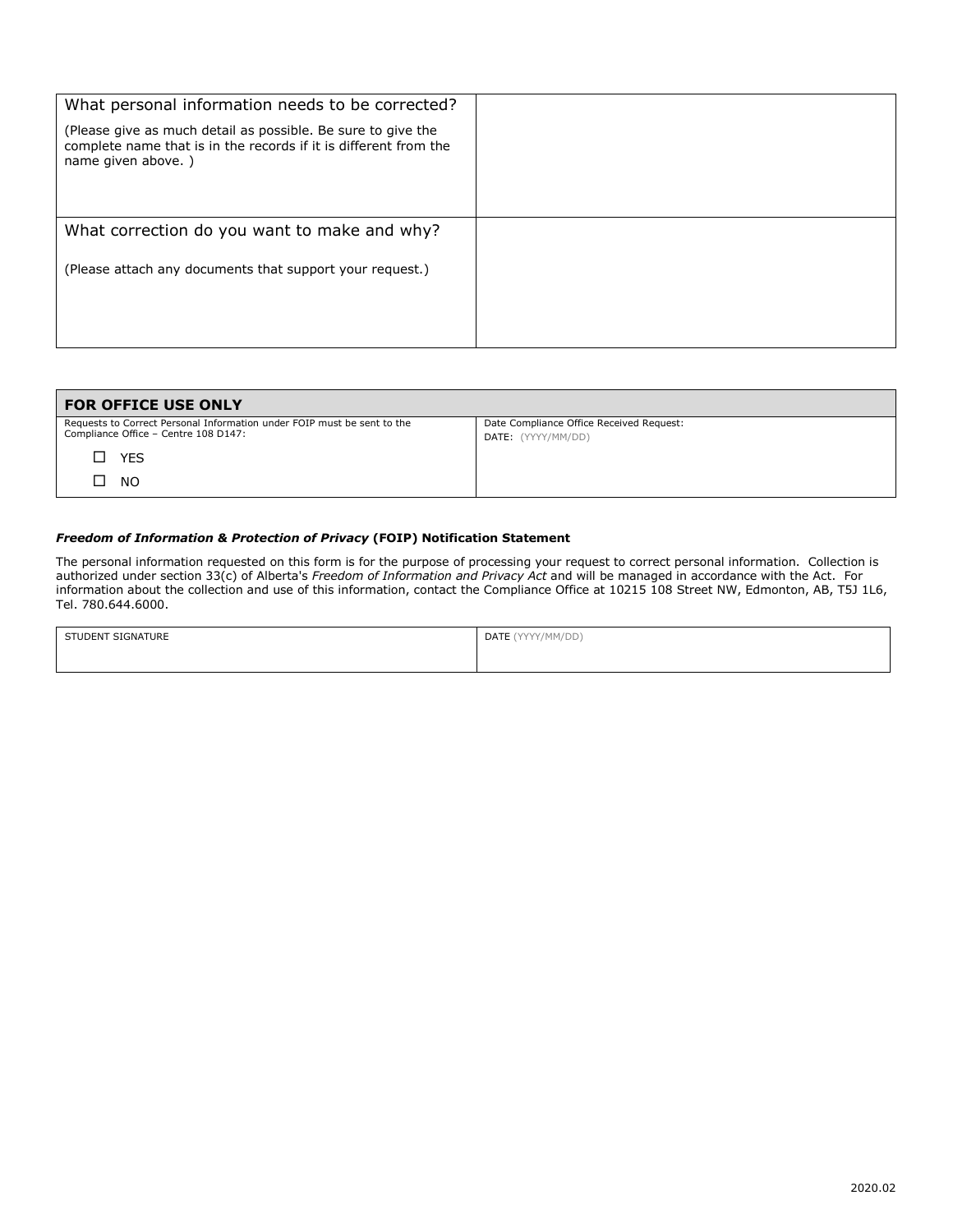| | |
|---|---|
| What personal information needs to be corrected?<br><br>(Please give as much detail as possible. Be sure to give the complete name that is in the records if it is different from the name given above. ) | |
| What correction do you want to make and why?<br><br>(Please attach any documents that support your request.) | |

| FOR OFFICE USE ONLY | |
|---|---|
| Requests to Correct Personal Information under FOIP must be sent to the Compliance Office – Centre 108 D147:<br><br>☐ YES<br><br>☐ NO | Date Compliance Office Received Request:<br>DATE: (YYYY/MM/DD) |

**_Freedom of Information & Protection of Privacy_ (FOIP) Notification Statement**

The personal information requested on this form is for the purpose of processing your request to correct personal information. Collection is authorized under section 33(c) of Alberta's *Freedom of Information and Privacy Act* and will be managed in accordance with the Act. For information about the collection and use of this information, contact the Compliance Office at 10215 108 Street NW, Edmonton, AB, T5J 1L6, Tel. 780.644.6000.

| STUDENT SIGNATURE | DATE (YYYY/MM/DD) |
|---|---|
| | |

2020.02